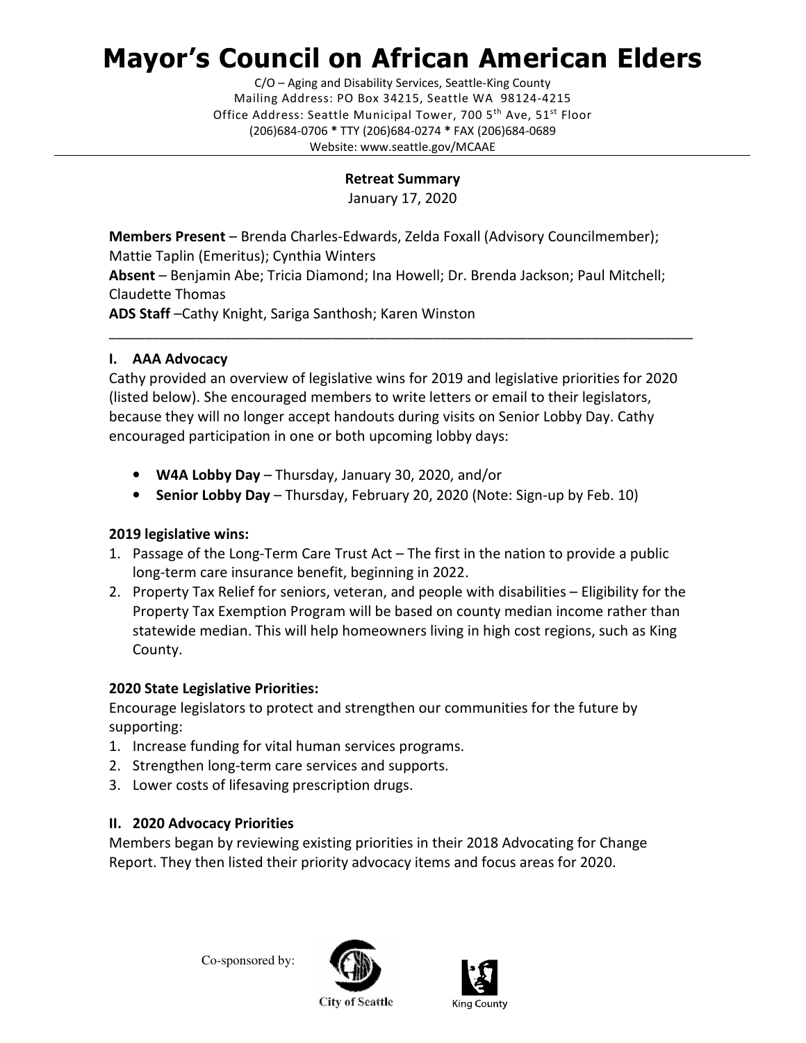# Mayor's Council on African American Elders

C/O – Aging and Disability Services, Seattle-King County
Mailing Address: PO Box 34215, Seattle WA 98124-4215
Office Address: Seattle Municipal Tower, 700 5th Ave, 51st Floor
(206)684-0706 * TTY (206)684-0274 * FAX (206)684-0689
Website: www.seattle.gov/MCAAE

---

**Retreat Summary**
January 17, 2020

**Members Present** – Brenda Charles-Edwards, Zelda Foxall (Advisory Councilmember); Mattie Taplin (Emeritus); Cynthia Winters
**Absent** – Benjamin Abe; Tricia Diamond; Ina Howell; Dr. Brenda Jackson; Paul Mitchell; Claudette Thomas
**ADS Staff** –Cathy Knight, Sariga Santhosh; Karen Winston

---

## I. AAA Advocacy

Cathy provided an overview of legislative wins for 2019 and legislative priorities for 2020 (listed below). She encouraged members to write letters or email to their legislators, because they will no longer accept handouts during visits on Senior Lobby Day. Cathy encouraged participation in one or both upcoming lobby days:

- **W4A Lobby Day** – Thursday, January 30, 2020, and/or
- **Senior Lobby Day** – Thursday, February 20, 2020 (Note: Sign-up by Feb. 10)

### 2019 legislative wins:

1. Passage of the Long-Term Care Trust Act – The first in the nation to provide a public long-term care insurance benefit, beginning in 2022.
2. Property Tax Relief for seniors, veteran, and people with disabilities – Eligibility for the Property Tax Exemption Program will be based on county median income rather than statewide median. This will help homeowners living in high cost regions, such as King County.

### 2020 State Legislative Priorities:

Encourage legislators to protect and strengthen our communities for the future by supporting:

1. Increase funding for vital human services programs.
2. Strengthen long-term care services and supports.
3. Lower costs of lifesaving prescription drugs.

## II. 2020 Advocacy Priorities

Members began by reviewing existing priorities in their 2018 Advocating for Change Report. They then listed their priority advocacy items and focus areas for 2020.

Co-sponsored by: City of Seattle King County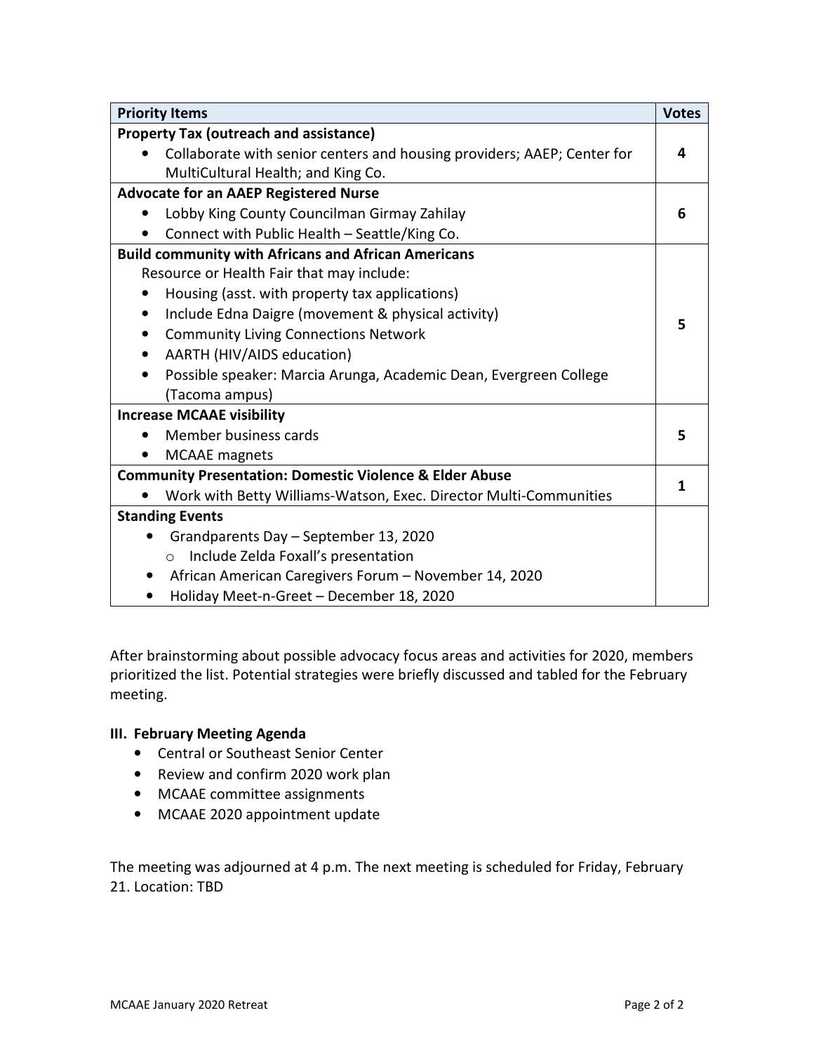| Priority Items | Votes |
|---|---|
| **Property Tax (outreach and assistance)**<br>• Collaborate with senior centers and housing providers; AAEP; Center for MultiCultural Health; and King Co. | 4 |
| **Advocate for an AAEP Registered Nurse**<br>• Lobby King County Councilman Girmay Zahilay<br>• Connect with Public Health – Seattle/King Co. | 6 |
| **Build community with Africans and African Americans**<br>Resource or Health Fair that may include:<br>• Housing (asst. with property tax applications)<br>• Include Edna Daigre (movement & physical activity)<br>• Community Living Connections Network<br>• AARTH (HIV/AIDS education)<br>• Possible speaker: Marcia Arunga, Academic Dean, Evergreen College (Tacoma ampus) | 5 |
| **Increase MCAAE visibility**<br>• Member business cards<br>• MCAAE magnets | 5 |
| **Community Presentation: Domestic Violence & Elder Abuse**<br>• Work with Betty Williams-Watson, Exec. Director Multi-Communities | 1 |
| **Standing Events**<br>• Grandparents Day – September 13, 2020<br>  ○ Include Zelda Foxall's presentation<br>• African American Caregivers Forum – November 14, 2020<br>• Holiday Meet-n-Greet – December 18, 2020 | |

After brainstorming about possible advocacy focus areas and activities for 2020, members prioritized the list. Potential strategies were briefly discussed and tabled for the February meeting.

### III. February Meeting Agenda

- Central or Southeast Senior Center
- Review and confirm 2020 work plan
- MCAAE committee assignments
- MCAAE 2020 appointment update

The meeting was adjourned at 4 p.m. The next meeting is scheduled for Friday, February 21. Location: TBD